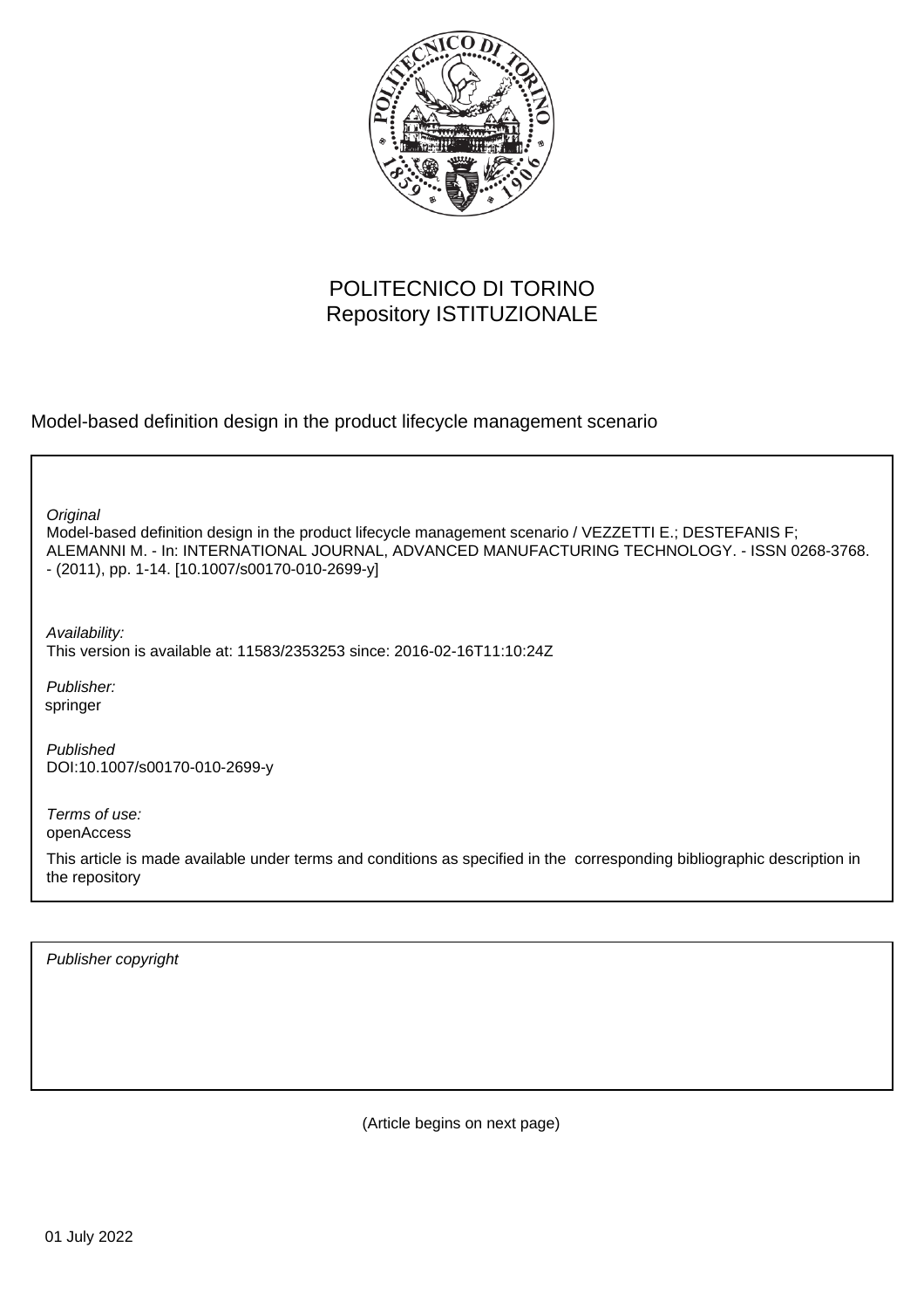POLITECNICO DI TORINO
Repository ISTITUZIONALE

Model-based definition design in the product lifecycle management scenario

*Original*
Model-based definition design in the product lifecycle management scenario / VEZZETTI E.; DESTEFANIS F; ALEMANNI M. - In: INTERNATIONAL JOURNAL, ADVANCED MANUFACTURING TECHNOLOGY. - ISSN 0268-3768. - (2011), pp. 1-14. [10.1007/s00170-010-2699-y]

*Availability:*
This version is available at: 11583/2353253 since: 2016-02-16T11:10:24Z

*Publisher:*
springer

*Published*
DOI:10.1007/s00170-010-2699-y

*Terms of use:*
openAccess

This article is made available under terms and conditions as specified in the corresponding bibliographic description in the repository

*Publisher copyright*

(Article begins on next page)

01 July 2022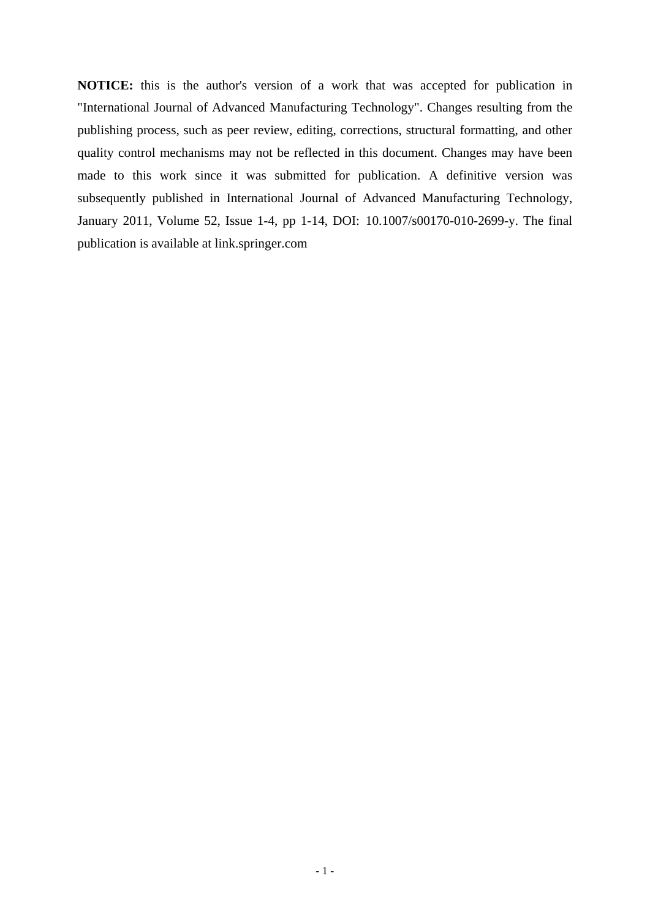**NOTICE:** this is the author's version of a work that was accepted for publication in "International Journal of Advanced Manufacturing Technology". Changes resulting from the publishing process, such as peer review, editing, corrections, structural formatting, and other quality control mechanisms may not be reflected in this document. Changes may have been made to this work since it was submitted for publication. A definitive version was subsequently published in International Journal of Advanced Manufacturing Technology, January 2011, Volume 52, Issue 1-4, pp 1-14, DOI: 10.1007/s00170-010-2699-y. The final publication is available at link.springer.com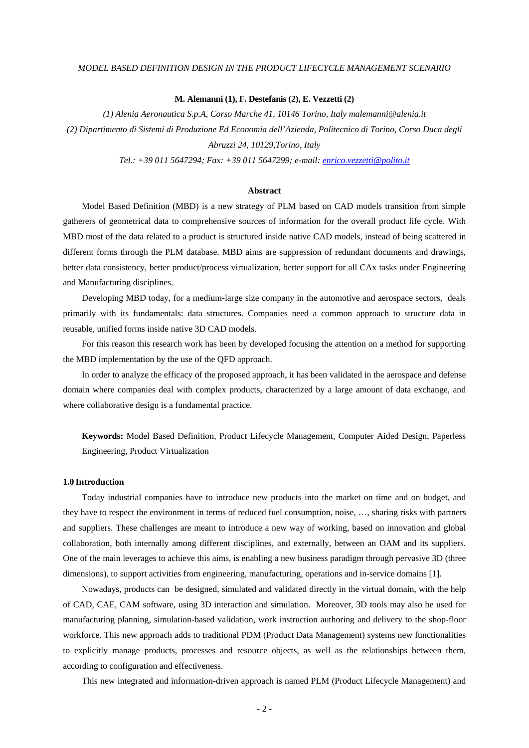*MODEL BASED DEFINITION DESIGN IN THE PRODUCT LIFECYCLE MANAGEMENT SCENARIO*

**M. Alemanni (1), F. Destefanis (2), E. Vezzetti (2)**

*(1) Alenia Aeronautica S.p.A, Corso Marche 41, 10146 Torino, Italy malemanni@alenia.it*

*(2) Dipartimento di Sistemi di Produzione Ed Economia dell'Azienda, Politecnico di Torino, Corso Duca degli Abruzzi 24, 10129,Torino, Italy*

*Tel.: +39 011 5647294; Fax: +39 011 5647299; e-mail: enrico.vezzetti@polito.it*

**Abstract**

Model Based Definition (MBD) is a new strategy of PLM based on CAD models transition from simple gatherers of geometrical data to comprehensive sources of information for the overall product life cycle. With MBD most of the data related to a product is structured inside native CAD models, instead of being scattered in different forms through the PLM database. MBD aims are suppression of redundant documents and drawings, better data consistency, better product/process virtualization, better support for all CAx tasks under Engineering and Manufacturing disciplines.

Developing MBD today, for a medium-large size company in the automotive and aerospace sectors, deals primarily with its fundamentals: data structures. Companies need a common approach to structure data in reusable, unified forms inside native 3D CAD models.

For this reason this research work has been by developed focusing the attention on a method for supporting the MBD implementation by the use of the QFD approach.

In order to analyze the efficacy of the proposed approach, it has been validated in the aerospace and defense domain where companies deal with complex products, characterized by a large amount of data exchange, and where collaborative design is a fundamental practice.

**Keywords:** Model Based Definition, Product Lifecycle Management, Computer Aided Design, Paperless Engineering, Product Virtualization

## 1.0 Introduction

Today industrial companies have to introduce new products into the market on time and on budget, and they have to respect the environment in terms of reduced fuel consumption, noise, …, sharing risks with partners and suppliers. These challenges are meant to introduce a new way of working, based on innovation and global collaboration, both internally among different disciplines, and externally, between an OAM and its suppliers. One of the main leverages to achieve this aims, is enabling a new business paradigm through pervasive 3D (three dimensions), to support activities from engineering, manufacturing, operations and in-service domains [1].

Nowadays, products can be designed, simulated and validated directly in the virtual domain, with the help of CAD, CAE, CAM software, using 3D interaction and simulation. Moreover, 3D tools may also be used for manufacturing planning, simulation-based validation, work instruction authoring and delivery to the shop-floor workforce. This new approach adds to traditional PDM (Product Data Management) systems new functionalities to explicitly manage products, processes and resource objects, as well as the relationships between them, according to configuration and effectiveness.

This new integrated and information-driven approach is named PLM (Product Lifecycle Management) and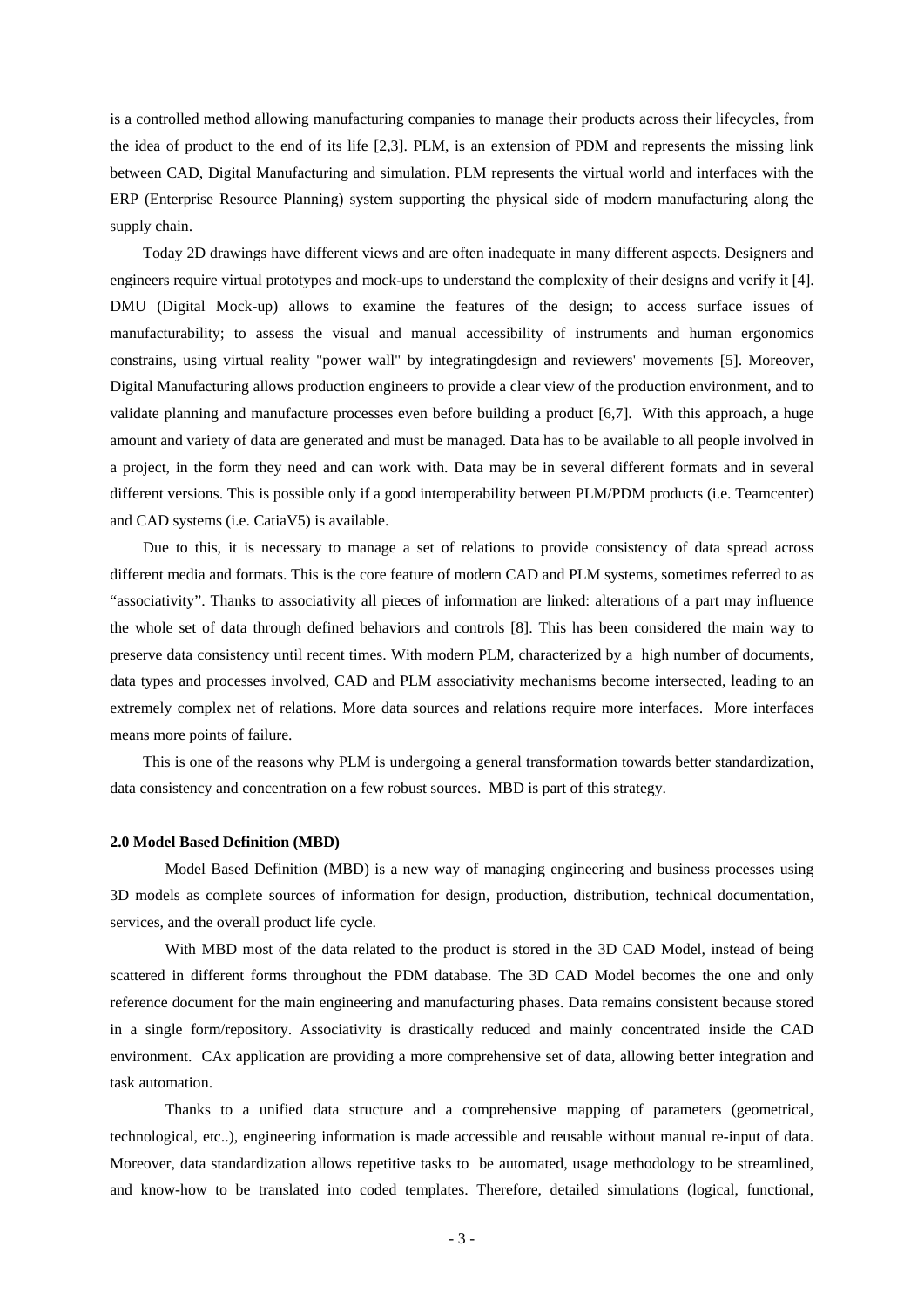is a controlled method allowing manufacturing companies to manage their products across their lifecycles, from the idea of product to the end of its life [2,3]. PLM, is an extension of PDM and represents the missing link between CAD, Digital Manufacturing and simulation. PLM represents the virtual world and interfaces with the ERP (Enterprise Resource Planning) system supporting the physical side of modern manufacturing along the supply chain.

Today 2D drawings have different views and are often inadequate in many different aspects. Designers and engineers require virtual prototypes and mock-ups to understand the complexity of their designs and verify it [4]. DMU (Digital Mock-up) allows to examine the features of the design; to access surface issues of manufacturability; to assess the visual and manual accessibility of instruments and human ergonomics constrains, using virtual reality "power wall" by integratingdesign and reviewers' movements [5]. Moreover, Digital Manufacturing allows production engineers to provide a clear view of the production environment, and to validate planning and manufacture processes even before building a product [6,7]. With this approach, a huge amount and variety of data are generated and must be managed. Data has to be available to all people involved in a project, in the form they need and can work with. Data may be in several different formats and in several different versions. This is possible only if a good interoperability between PLM/PDM products (i.e. Teamcenter) and CAD systems (i.e. CatiaV5) is available.

Due to this, it is necessary to manage a set of relations to provide consistency of data spread across different media and formats. This is the core feature of modern CAD and PLM systems, sometimes referred to as "associativity". Thanks to associativity all pieces of information are linked: alterations of a part may influence the whole set of data through defined behaviors and controls [8]. This has been considered the main way to preserve data consistency until recent times. With modern PLM, characterized by a high number of documents, data types and processes involved, CAD and PLM associativity mechanisms become intersected, leading to an extremely complex net of relations. More data sources and relations require more interfaces. More interfaces means more points of failure.

This is one of the reasons why PLM is undergoing a general transformation towards better standardization, data consistency and concentration on a few robust sources. MBD is part of this strategy.

## 2.0 Model Based Definition (MBD)

Model Based Definition (MBD) is a new way of managing engineering and business processes using 3D models as complete sources of information for design, production, distribution, technical documentation, services, and the overall product life cycle.

With MBD most of the data related to the product is stored in the 3D CAD Model, instead of being scattered in different forms throughout the PDM database. The 3D CAD Model becomes the one and only reference document for the main engineering and manufacturing phases. Data remains consistent because stored in a single form/repository. Associativity is drastically reduced and mainly concentrated inside the CAD environment. CAx application are providing a more comprehensive set of data, allowing better integration and task automation.

Thanks to a unified data structure and a comprehensive mapping of parameters (geometrical, technological, etc..), engineering information is made accessible and reusable without manual re-input of data. Moreover, data standardization allows repetitive tasks to be automated, usage methodology to be streamlined, and know-how to be translated into coded templates. Therefore, detailed simulations (logical, functional,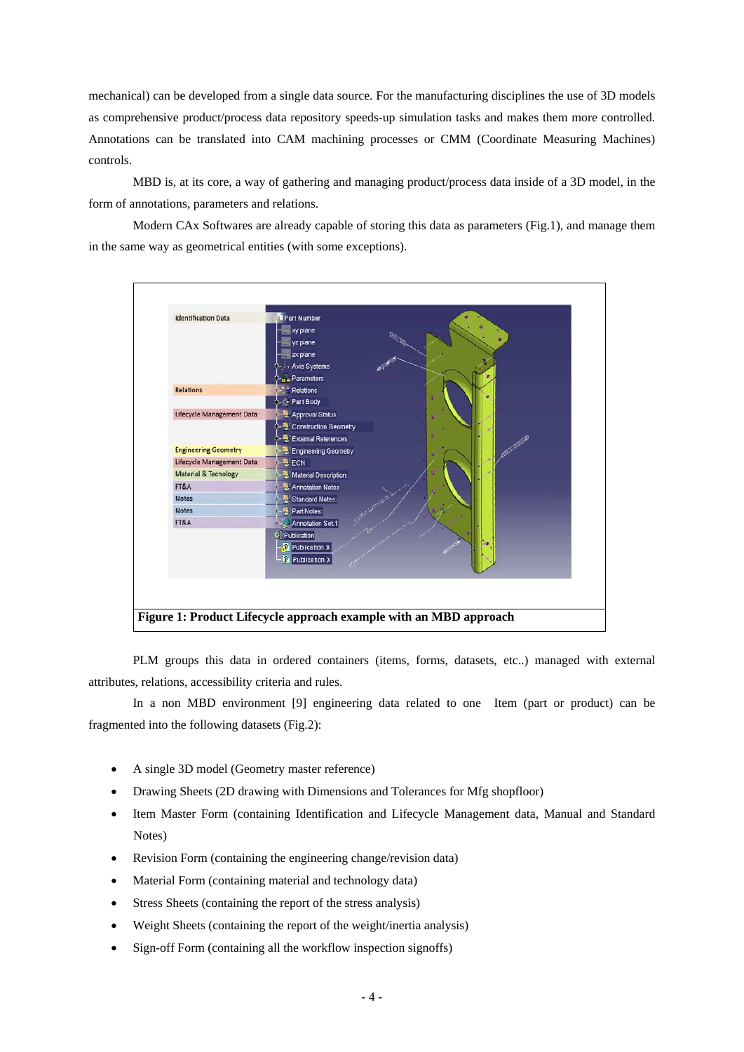mechanical) can be developed from a single data source. For the manufacturing disciplines the use of 3D models as comprehensive product/process data repository speeds-up simulation tasks and makes them more controlled. Annotations can be translated into CAM machining processes or CMM (Coordinate Measuring Machines) controls.

MBD is, at its core, a way of gathering and managing product/process data inside of a 3D model, in the form of annotations, parameters and relations.

Modern CAx Softwares are already capable of storing this data as parameters (Fig.1), and manage them in the same way as geometrical entities (with some exceptions).

**Figure 1: Product Lifecycle approach example with an MBD approach**

PLM groups this data in ordered containers (items, forms, datasets, etc..) managed with external attributes, relations, accessibility criteria and rules.

In a non MBD environment [9] engineering data related to one Item (part or product) can be fragmented into the following datasets (Fig.2):

- A single 3D model (Geometry master reference)
- Drawing Sheets (2D drawing with Dimensions and Tolerances for Mfg shopfloor)
- Item Master Form (containing Identification and Lifecycle Management data, Manual and Standard Notes)
- Revision Form (containing the engineering change/revision data)
- Material Form (containing material and technology data)
- Stress Sheets (containing the report of the stress analysis)
- Weight Sheets (containing the report of the weight/inertia analysis)
- Sign-off Form (containing all the workflow inspection signoffs)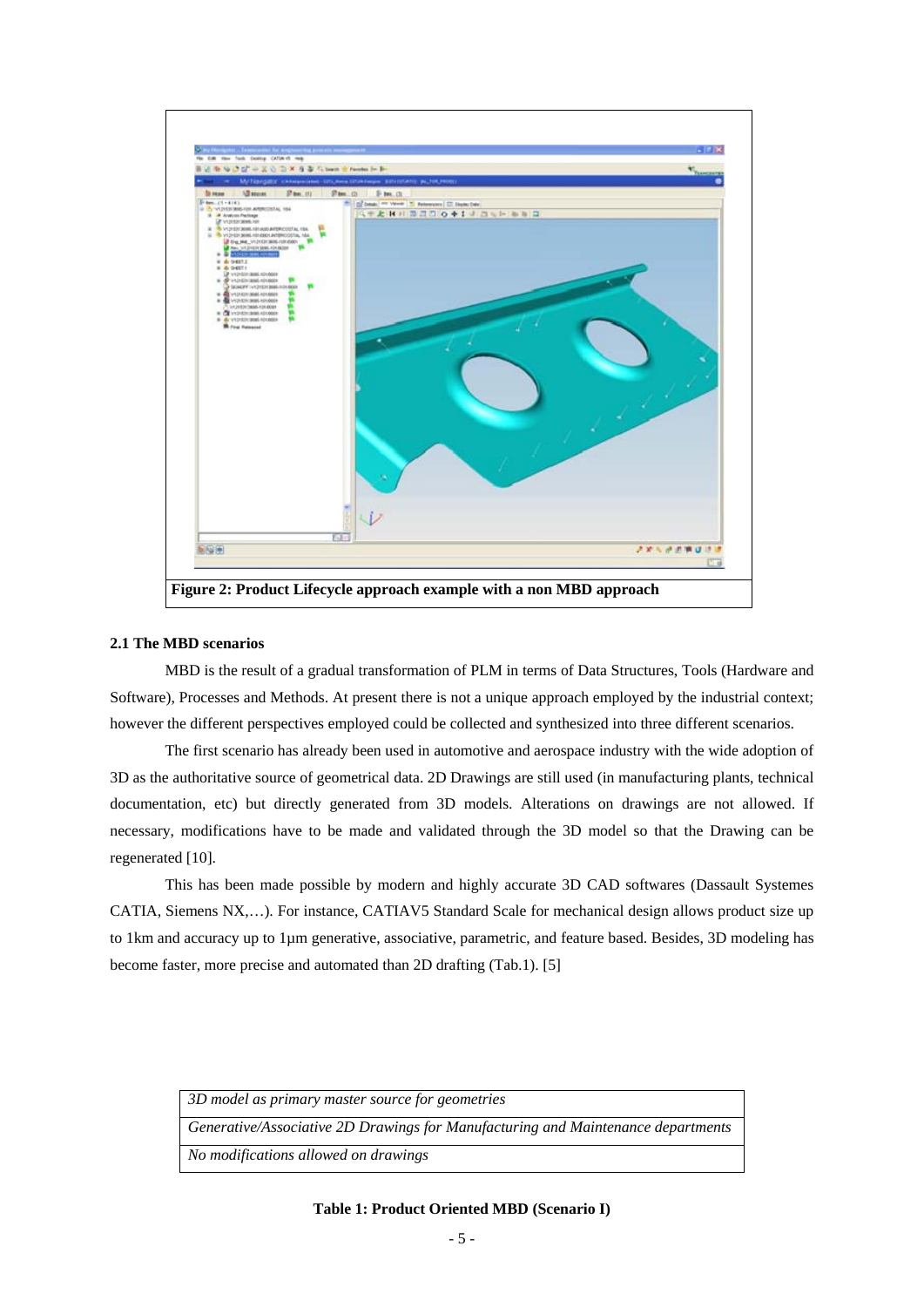Figure 2: Product Lifecycle approach example with a non MBD approach

### 2.1 The MBD scenarios

MBD is the result of a gradual transformation of PLM in terms of Data Structures, Tools (Hardware and Software), Processes and Methods. At present there is not a unique approach employed by the industrial context; however the different perspectives employed could be collected and synthesized into three different scenarios.

The first scenario has already been used in automotive and aerospace industry with the wide adoption of 3D as the authoritative source of geometrical data. 2D Drawings are still used (in manufacturing plants, technical documentation, etc) but directly generated from 3D models. Alterations on drawings are not allowed. If necessary, modifications have to be made and validated through the 3D model so that the Drawing can be regenerated [10].

This has been made possible by modern and highly accurate 3D CAD softwares (Dassault Systemes CATIA, Siemens NX,…). For instance, CATIAV5 Standard Scale for mechanical design allows product size up to 1km and accuracy up to 1µm generative, associative, parametric, and feature based. Besides, 3D modeling has become faster, more precise and automated than 2D drafting (Tab.1). [5]

| *3D model as primary master source for geometries* |
|---|
| *Generative/Associative 2D Drawings for Manufacturing and Maintenance departments* |
| *No modifications allowed on drawings* |

**Table 1: Product Oriented MBD (Scenario I)**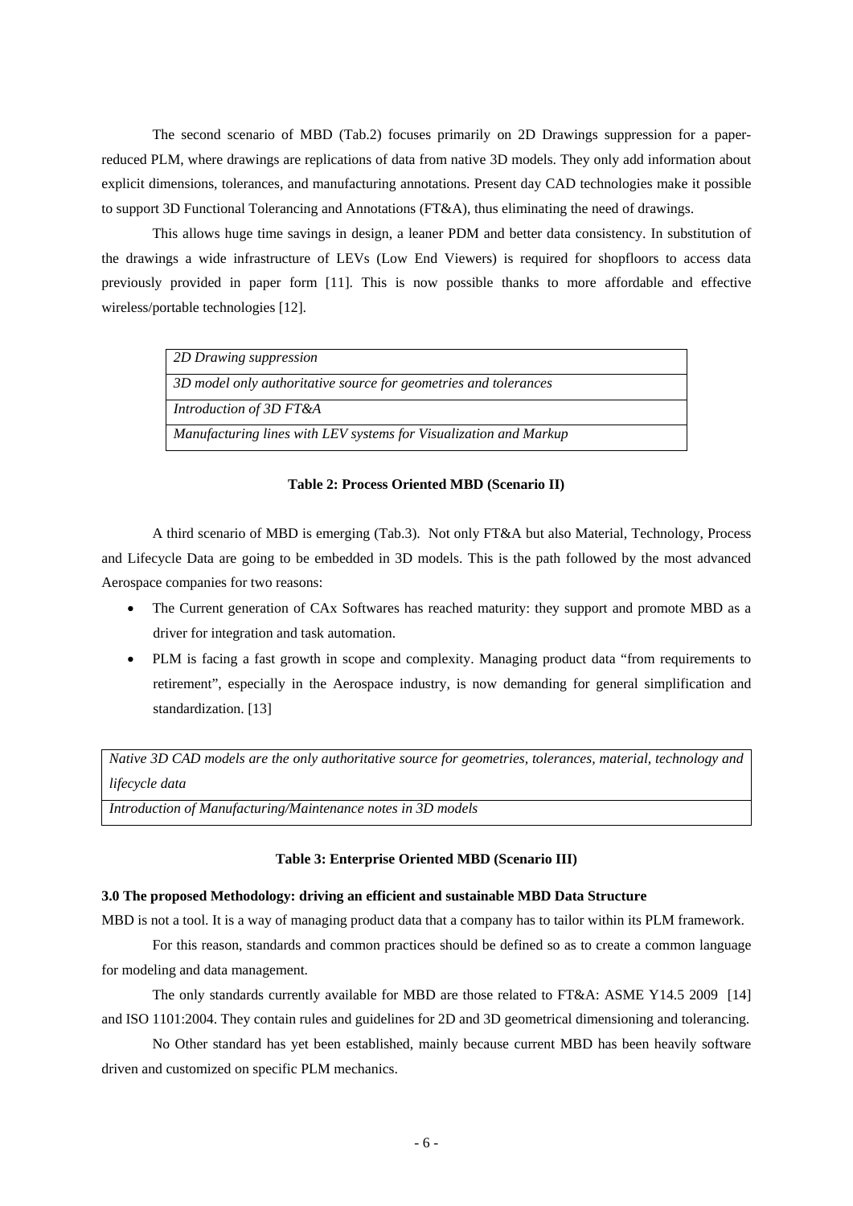The second scenario of MBD (Tab.2) focuses primarily on 2D Drawings suppression for a paper-reduced PLM, where drawings are replications of data from native 3D models. They only add information about explicit dimensions, tolerances, and manufacturing annotations. Present day CAD technologies make it possible to support 3D Functional Tolerancing and Annotations (FT&A), thus eliminating the need of drawings.

This allows huge time savings in design, a leaner PDM and better data consistency. In substitution of the drawings a wide infrastructure of LEVs (Low End Viewers) is required for shopfloors to access data previously provided in paper form [11]. This is now possible thanks to more affordable and effective wireless/portable technologies [12].

| *2D Drawing suppression* |
|---|
| *3D model only authoritative source for geometries and tolerances* |
| *Introduction of 3D FT&A* |
| *Manufacturing lines with LEV systems for Visualization and Markup* |

**Table 2: Process Oriented MBD (Scenario II)**

A third scenario of MBD is emerging (Tab.3). Not only FT&A but also Material, Technology, Process and Lifecycle Data are going to be embedded in 3D models. This is the path followed by the most advanced Aerospace companies for two reasons:

- The Current generation of CAx Softwares has reached maturity: they support and promote MBD as a driver for integration and task automation.
- PLM is facing a fast growth in scope and complexity. Managing product data "from requirements to retirement", especially in the Aerospace industry, is now demanding for general simplification and standardization. [13]

| *Native 3D CAD models are the only authoritative source for geometries, tolerances, material, technology and lifecycle data* |
|---|
| *Introduction of Manufacturing/Maintenance notes in 3D models* |

**Table 3: Enterprise Oriented MBD (Scenario III)**

### 3.0 The proposed Methodology: driving an efficient and sustainable MBD Data Structure

MBD is not a tool. It is a way of managing product data that a company has to tailor within its PLM framework.

For this reason, standards and common practices should be defined so as to create a common language for modeling and data management.

The only standards currently available for MBD are those related to FT&A: ASME Y14.5 2009 [14] and ISO 1101:2004. They contain rules and guidelines for 2D and 3D geometrical dimensioning and tolerancing.

No Other standard has yet been established, mainly because current MBD has been heavily software driven and customized on specific PLM mechanics.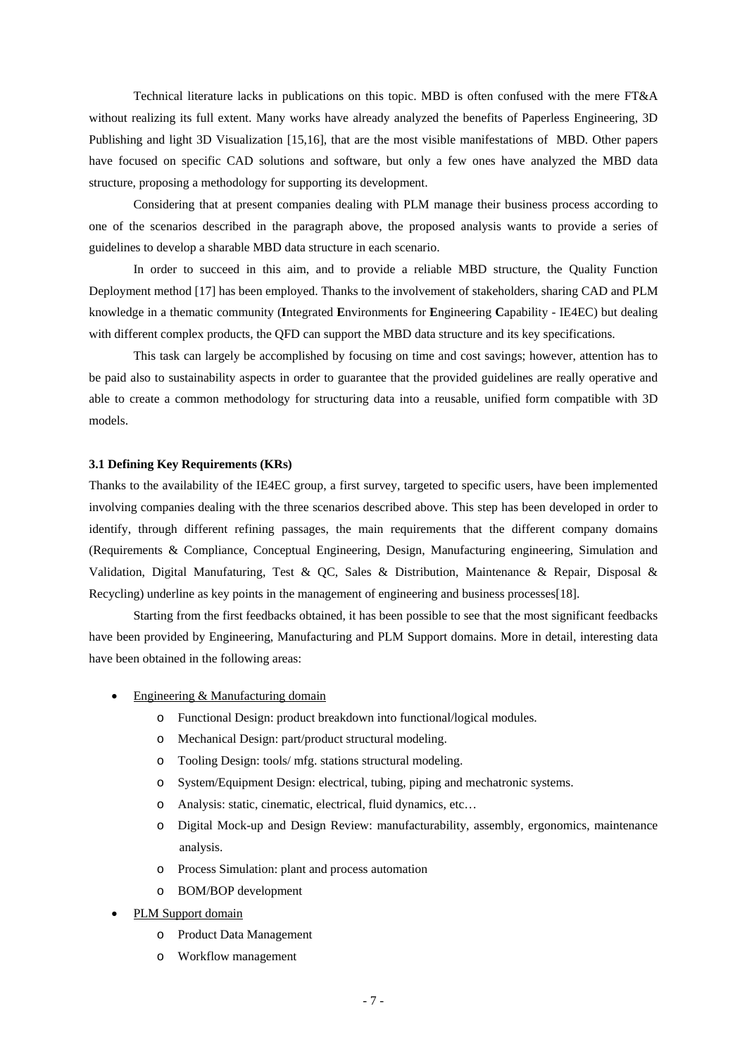Technical literature lacks in publications on this topic. MBD is often confused with the mere FT&A without realizing its full extent. Many works have already analyzed the benefits of Paperless Engineering, 3D Publishing and light 3D Visualization [15,16], that are the most visible manifestations of MBD. Other papers have focused on specific CAD solutions and software, but only a few ones have analyzed the MBD data structure, proposing a methodology for supporting its development.

Considering that at present companies dealing with PLM manage their business process according to one of the scenarios described in the paragraph above, the proposed analysis wants to provide a series of guidelines to develop a sharable MBD data structure in each scenario.

In order to succeed in this aim, and to provide a reliable MBD structure, the Quality Function Deployment method [17] has been employed. Thanks to the involvement of stakeholders, sharing CAD and PLM knowledge in a thematic community (**I**ntegrated **E**nvironments for **E**ngineering **C**apability - IE4EC) but dealing with different complex products, the QFD can support the MBD data structure and its key specifications.

This task can largely be accomplished by focusing on time and cost savings; however, attention has to be paid also to sustainability aspects in order to guarantee that the provided guidelines are really operative and able to create a common methodology for structuring data into a reusable, unified form compatible with 3D models.

### 3.1 Defining Key Requirements (KRs)

Thanks to the availability of the IE4EC group, a first survey, targeted to specific users, have been implemented involving companies dealing with the three scenarios described above. This step has been developed in order to identify, through different refining passages, the main requirements that the different company domains (Requirements & Compliance, Conceptual Engineering, Design, Manufacturing engineering, Simulation and Validation, Digital Manufaturing, Test & QC, Sales & Distribution, Maintenance & Repair, Disposal & Recycling) underline as key points in the management of engineering and business processes[18].

Starting from the first feedbacks obtained, it has been possible to see that the most significant feedbacks have been provided by Engineering, Manufacturing and PLM Support domains. More in detail, interesting data have been obtained in the following areas:

- Engineering & Manufacturing domain
  - Functional Design: product breakdown into functional/logical modules.
  - Mechanical Design: part/product structural modeling.
  - Tooling Design: tools/ mfg. stations structural modeling.
  - System/Equipment Design: electrical, tubing, piping and mechatronic systems.
  - Analysis: static, cinematic, electrical, fluid dynamics, etc…
  - Digital Mock-up and Design Review: manufacturability, assembly, ergonomics, maintenance analysis.
  - Process Simulation: plant and process automation
  - BOM/BOP development
- PLM Support domain
  - Product Data Management
  - Workflow management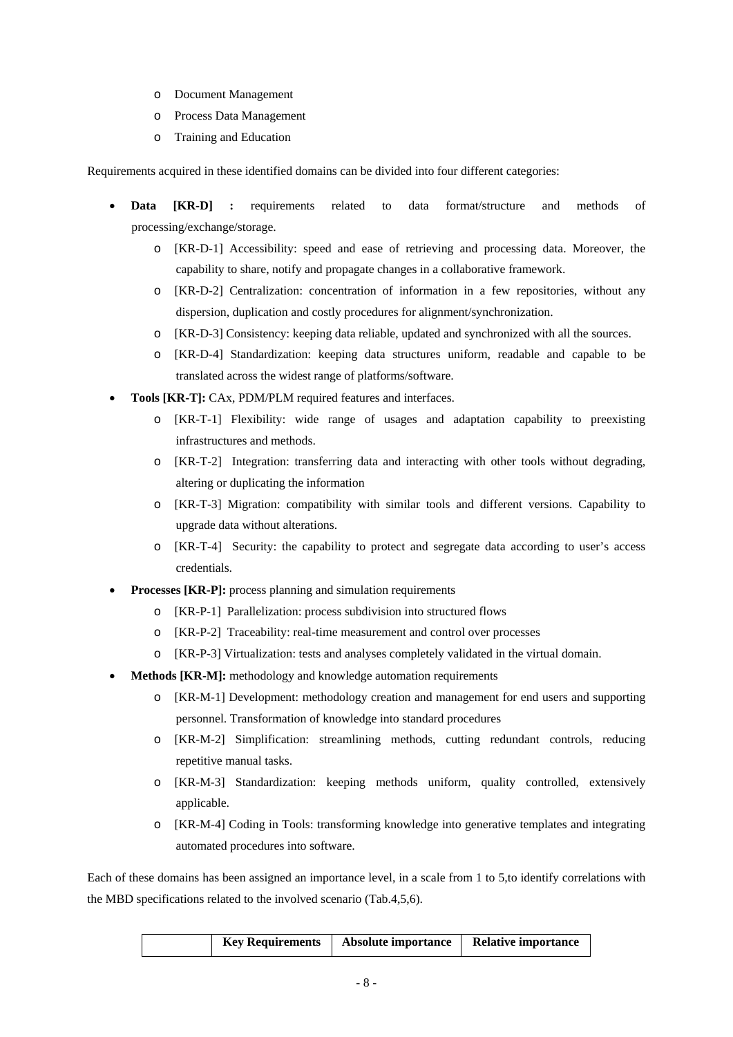- Document Management
- Process Data Management
- Training and Education

Requirements acquired in these identified domains can be divided into four different categories:

- **Data [KR-D] :** requirements related to data format/structure and methods of processing/exchange/storage.
  - [KR-D-1] Accessibility: speed and ease of retrieving and processing data. Moreover, the capability to share, notify and propagate changes in a collaborative framework.
  - [KR-D-2] Centralization: concentration of information in a few repositories, without any dispersion, duplication and costly procedures for alignment/synchronization.
  - [KR-D-3] Consistency: keeping data reliable, updated and synchronized with all the sources.
  - [KR-D-4] Standardization: keeping data structures uniform, readable and capable to be translated across the widest range of platforms/software.
- **Tools [KR-T]:** CAx, PDM/PLM required features and interfaces.
  - [KR-T-1] Flexibility: wide range of usages and adaptation capability to preexisting infrastructures and methods.
  - [KR-T-2] Integration: transferring data and interacting with other tools without degrading, altering or duplicating the information
  - [KR-T-3] Migration: compatibility with similar tools and different versions. Capability to upgrade data without alterations.
  - [KR-T-4] Security: the capability to protect and segregate data according to user's access credentials.
- **Processes [KR-P]:** process planning and simulation requirements
  - [KR-P-1] Parallelization: process subdivision into structured flows
  - [KR-P-2] Traceability: real-time measurement and control over processes
  - [KR-P-3] Virtualization: tests and analyses completely validated in the virtual domain.
- **Methods [KR-M]:** methodology and knowledge automation requirements
  - [KR-M-1] Development: methodology creation and management for end users and supporting personnel. Transformation of knowledge into standard procedures
  - [KR-M-2] Simplification: streamlining methods, cutting redundant controls, reducing repetitive manual tasks.
  - [KR-M-3] Standardization: keeping methods uniform, quality controlled, extensively applicable.
  - [KR-M-4] Coding in Tools: transforming knowledge into generative templates and integrating automated procedures into software.

Each of these domains has been assigned an importance level, in a scale from 1 to 5,to identify correlations with the MBD specifications related to the involved scenario (Tab.4,5,6).

| | **Key Requirements** | **Absolute importance** | **Relative importance** |
|---|---|---|---|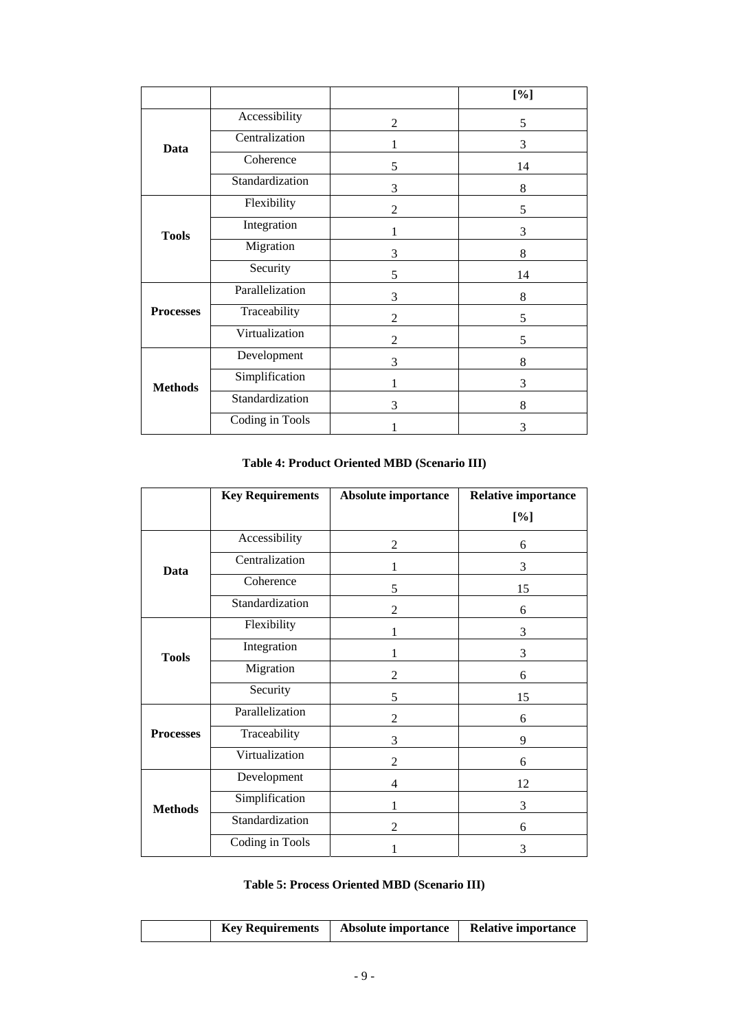|  |  |  | [%] |
|---|---|---|---|
| Data | Accessibility | 2 | 5 |
|  | Centralization | 1 | 3 |
|  | Coherence | 5 | 14 |
|  | Standardization | 3 | 8 |
| Tools | Flexibility | 2 | 5 |
|  | Integration | 1 | 3 |
|  | Migration | 3 | 8 |
|  | Security | 5 | 14 |
| Processes | Parallelization | 3 | 8 |
|  | Traceability | 2 | 5 |
|  | Virtualization | 2 | 5 |
| Methods | Development | 3 | 8 |
|  | Simplification | 1 | 3 |
|  | Standardization | 3 | 8 |
|  | Coding in Tools | 1 | 3 |

**Table 4: Product Oriented MBD (Scenario III)**

|  | Key Requirements | Absolute importance | Relative importance [%] |
|---|---|---|---|
| Data | Accessibility | 2 | 6 |
|  | Centralization | 1 | 3 |
|  | Coherence | 5 | 15 |
|  | Standardization | 2 | 6 |
| Tools | Flexibility | 1 | 3 |
|  | Integration | 1 | 3 |
|  | Migration | 2 | 6 |
|  | Security | 5 | 15 |
| Processes | Parallelization | 2 | 6 |
|  | Traceability | 3 | 9 |
|  | Virtualization | 2 | 6 |
| Methods | Development | 4 | 12 |
|  | Simplification | 1 | 3 |
|  | Standardization | 2 | 6 |
|  | Coding in Tools | 1 | 3 |

**Table 5: Process Oriented MBD (Scenario III)**

|  | Key Requirements | Absolute importance | Relative importance |
|---|---|---|---|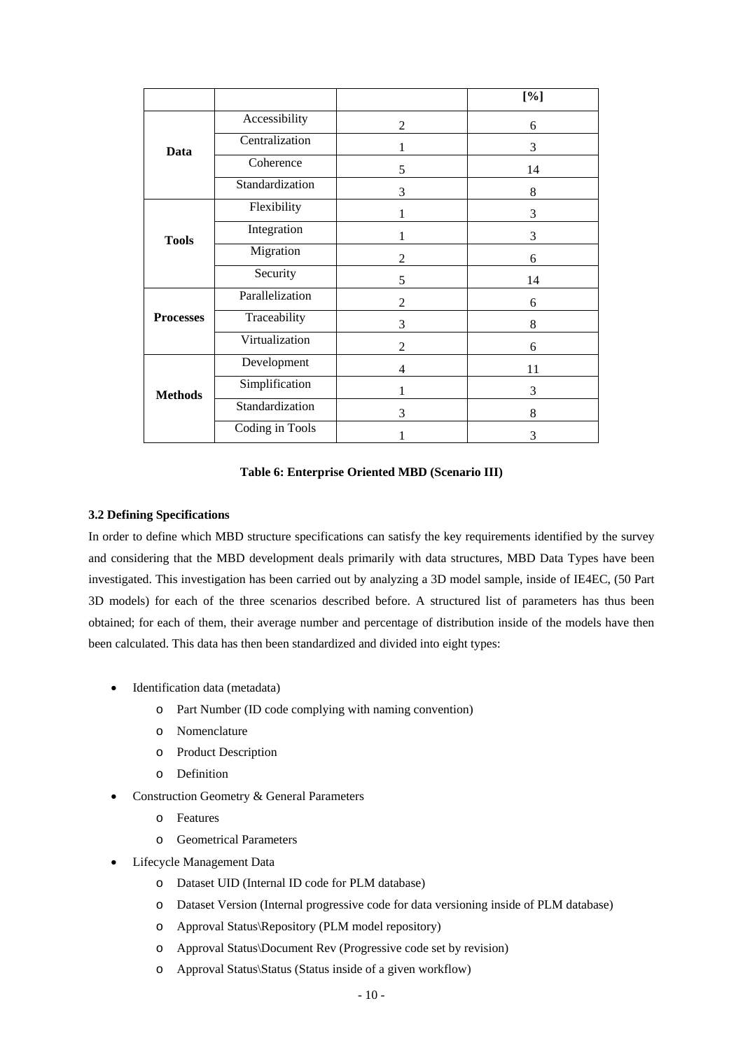| | | | [%] |
|---|---|---|---|
| **Data** | Accessibility | 2 | 6 |
| | Centralization | 1 | 3 |
| | Coherence | 5 | 14 |
| | Standardization | 3 | 8 |
| **Tools** | Flexibility | 1 | 3 |
| | Integration | 1 | 3 |
| | Migration | 2 | 6 |
| | Security | 5 | 14 |
| **Processes** | Parallelization | 2 | 6 |
| | Traceability | 3 | 8 |
| | Virtualization | 2 | 6 |
| **Methods** | Development | 4 | 11 |
| | Simplification | 1 | 3 |
| | Standardization | 3 | 8 |
| | Coding in Tools | 1 | 3 |

**Table 6: Enterprise Oriented MBD (Scenario III)**

**3.2 Defining Specifications**

In order to define which MBD structure specifications can satisfy the key requirements identified by the survey and considering that the MBD development deals primarily with data structures, MBD Data Types have been investigated. This investigation has been carried out by analyzing a 3D model sample, inside of IE4EC, (50 Part 3D models) for each of the three scenarios described before. A structured list of parameters has thus been obtained; for each of them, their average number and percentage of distribution inside of the models have then been calculated. This data has then been standardized and divided into eight types:

- Identification data (metadata)
  - Part Number (ID code complying with naming convention)
  - Nomenclature
  - Product Description
  - Definition
- Construction Geometry & General Parameters
  - Features
  - Geometrical Parameters
- Lifecycle Management Data
  - Dataset UID (Internal ID code for PLM database)
  - Dataset Version (Internal progressive code for data versioning inside of PLM database)
  - Approval Status\Repository (PLM model repository)
  - Approval Status\Document Rev (Progressive code set by revision)
  - Approval Status\Status (Status inside of a given workflow)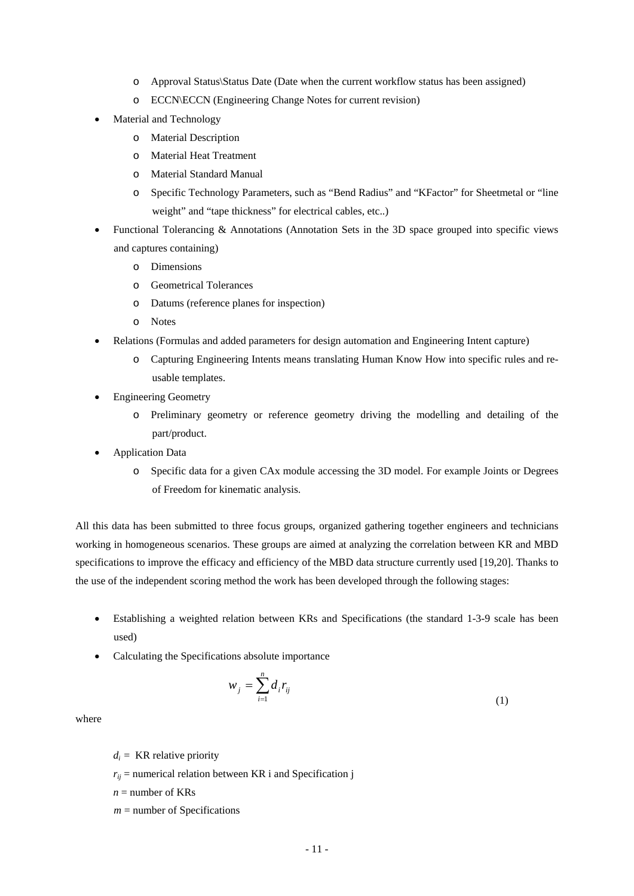- Approval Status\Status Date (Date when the current workflow status has been assigned)
  - ECCN\ECCN (Engineering Change Notes for current revision)
- Material and Technology
  - Material Description
  - Material Heat Treatment
  - Material Standard Manual
  - Specific Technology Parameters, such as “Bend Radius” and “KFactor” for Sheetmetal or “line weight” and “tape thickness” for electrical cables, etc..)
- Functional Tolerancing & Annotations (Annotation Sets in the 3D space grouped into specific views and captures containing)
  - Dimensions
  - Geometrical Tolerances
  - Datums (reference planes for inspection)
  - Notes
- Relations (Formulas and added parameters for design automation and Engineering Intent capture)
  - Capturing Engineering Intents means translating Human Know How into specific rules and re-usable templates.
- Engineering Geometry
  - Preliminary geometry or reference geometry driving the modelling and detailing of the part/product.
- Application Data
  - Specific data for a given CAx module accessing the 3D model. For example Joints or Degrees of Freedom for kinematic analysis.

All this data has been submitted to three focus groups, organized gathering together engineers and technicians working in homogeneous scenarios. These groups are aimed at analyzing the correlation between KR and MBD specifications to improve the efficacy and efficiency of the MBD data structure currently used [19,20]. Thanks to the use of the independent scoring method the work has been developed through the following stages:

- Establishing a weighted relation between KRs and Specifications (the standard 1-3-9 scale has been used)
- Calculating the Specifications absolute importance

$$w_j = \sum_{i=1}^{n} d_i r_{ij} \tag{1}$$

where

$d_i$ = KR relative priority

$r_{ij}$ = numerical relation between KR i and Specification j

$n$ = number of KRs

$m$ = number of Specifications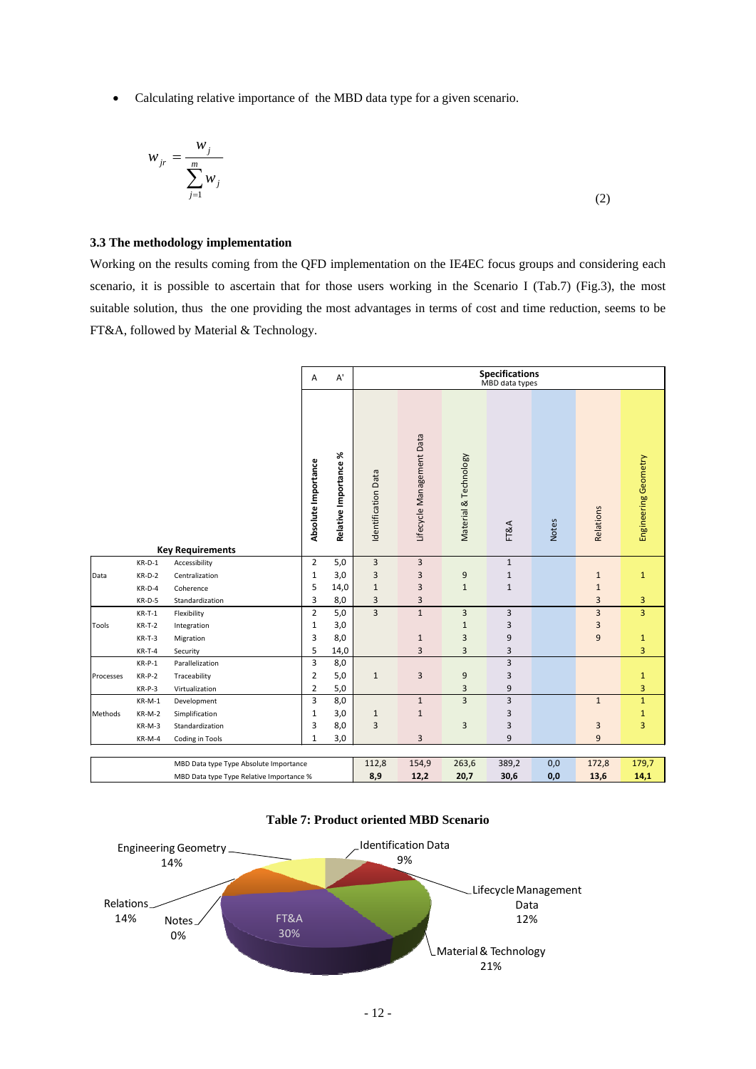- Calculating relative importance of the MBD data type for a given scenario.

$$w_{jr} = \frac{w_j}{\sum_{j=1}^{m} w_j} \tag{2}$$

### 3.3 The methodology implementation

Working on the results coming from the QFD implementation on the IE4EC focus groups and considering each scenario, it is possible to ascertain that for those users working in the Scenario I (Tab.7) (Fig.3), the most suitable solution, thus the one providing the most advantages in terms of cost and time reduction, seems to be FT&A, followed by Material & Technology.

| | | | A | A' | Specifications MBD data types | | | | | | |
|---|---|---|---|---|---|---|---|---|---|---|---|
| | | **Key Requirements** | **Absolute Importance** | **Relative Importance %** | Identification Data | Lifecycle Management Data | Material & Technology | FT&A | Notes | Relations | Engineering Geometry |
| Data | KR-D-1 | Accessibility | 2 | 5,0 | 3 | 3 | | 1 | | | |
| | KR-D-2 | Centralization | 1 | 3,0 | 3 | 3 | 9 | 1 | | 1 | 1 |
| | KR-D-4 | Coherence | 5 | 14,0 | 1 | 3 | 1 | 1 | | 1 | |
| | KR-D-5 | Standardization | 3 | 8,0 | 3 | 3 | | | | 3 | 3 |
| Tools | KR-T-1 | Flexibility | 2 | 5,0 | 3 | 1 | 3 | 3 | | 3 | 3 |
| | KR-T-2 | Integration | 1 | 3,0 | | | 1 | 3 | | 3 | |
| | KR-T-3 | Migration | 3 | 8,0 | | 1 | 3 | 9 | | 9 | 1 |
| | KR-T-4 | Security | 5 | 14,0 | | 3 | 3 | 3 | | | 3 |
| Processes | KR-P-1 | Parallelization | 3 | 8,0 | | | | 3 | | | |
| | KR-P-2 | Traceability | 2 | 5,0 | 1 | 3 | 9 | 3 | | | 1 |
| | KR-P-3 | Virtualization | 2 | 5,0 | | | 3 | 9 | | | 3 |
| Methods | KR-M-1 | Development | 3 | 8,0 | | 1 | 3 | 3 | | 1 | 1 |
| | KR-M-2 | Simplification | 1 | 3,0 | 1 | 1 | | 3 | | | 1 |
| | KR-M-3 | Standardization | 3 | 8,0 | 3 | | 3 | 3 | | 3 | 3 |
| | KR-M-4 | Coding in Tools | 1 | 3,0 | | 3 | | 9 | | 9 | |
| | | MBD Data type Type Absolute Importance | | | 112,8 | 154,9 | 263,6 | 389,2 | 0,0 | 172,8 | 179,7 |
| | | MBD Data type Type Relative Importance % | | | **8,9** | **12,2** | **20,7** | **30,6** | **0,0** | **13,6** | **14,1** |

**Table 7: Product oriented MBD Scenario**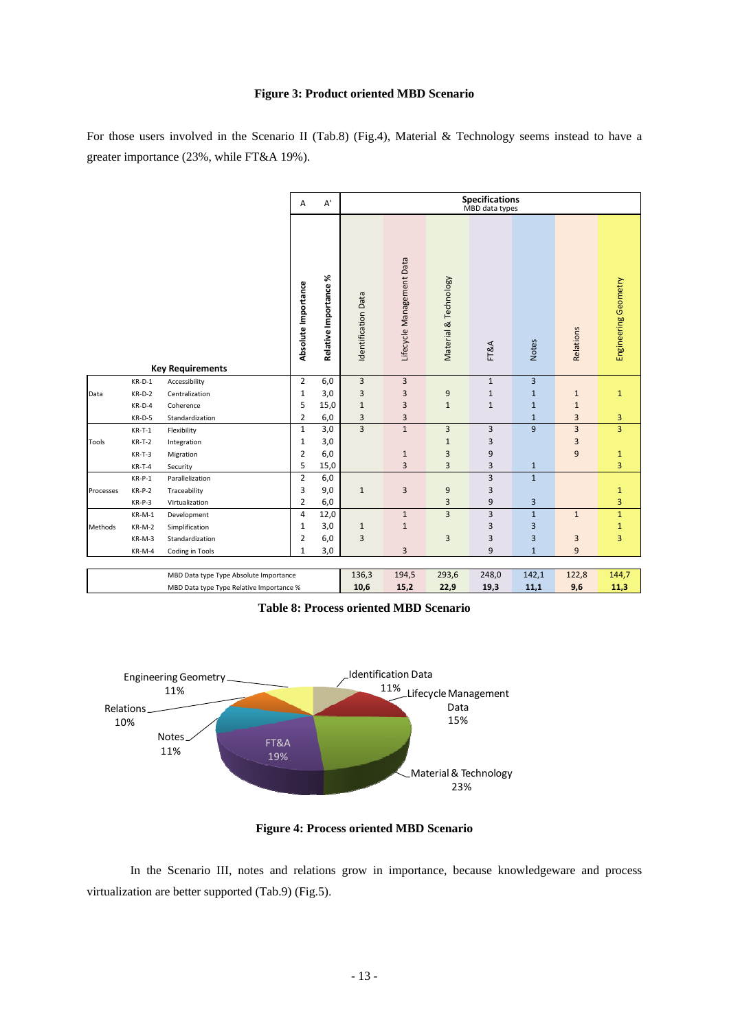**Figure 3: Product oriented MBD Scenario**

For those users involved in the Scenario II (Tab.8) (Fig.4), Material & Technology seems instead to have a greater importance (23%, while FT&A 19%).

| | | Key Requirements | A<br>Absolute Importance | A'<br>Relative Importance % | Specifications (MBD data types)<br>Identification Data | Lifecycle Management Data | Material & Technology | FT&A | Notes | Relations | Engineering Geometry |
|---|---|---|---|---|---|---|---|---|---|---|---|
| Data | KR-D-1 | Accessibility | 2 | 6,0 | 3 | 3 | | 1 | 3 | | |
| | KR-D-2 | Centralization | 1 | 3,0 | 3 | 3 | 9 | 1 | 1 | 1 | 1 |
| | KR-D-4 | Coherence | 5 | 15,0 | 1 | 3 | 1 | 1 | 1 | 1 | |
| | KR-D-5 | Standardization | 2 | 6,0 | 3 | 3 | | | 1 | 3 | 3 |
| Tools | KR-T-1 | Flexibility | 1 | 3,0 | 3 | 1 | 3 | 3 | 9 | 3 | 3 |
| | KR-T-2 | Integration | 1 | 3,0 | | | 1 | 3 | | 3 | |
| | KR-T-3 | Migration | 2 | 6,0 | | 1 | 3 | 9 | | 9 | 1 |
| | KR-T-4 | Security | 5 | 15,0 | | 3 | 3 | 3 | 1 | | 3 |
| Processes | KR-P-1 | Parallelization | 2 | 6,0 | | | | 3 | 1 | | |
| | KR-P-2 | Traceability | 3 | 9,0 | 1 | 3 | 9 | 3 | | | 1 |
| | KR-P-3 | Virtualization | 2 | 6,0 | | | 3 | 9 | 3 | | 3 |
| Methods | KR-M-1 | Development | 4 | 12,0 | | 1 | 3 | 3 | 1 | 1 | 1 |
| | KR-M-2 | Simplification | 1 | 3,0 | 1 | 1 | | 3 | 3 | | 1 |
| | KR-M-3 | Standardization | 2 | 6,0 | 3 | | 3 | 3 | 3 | 3 | 3 |
| | KR-M-4 | Coding in Tools | 1 | 3,0 | | 3 | | 9 | 1 | 9 | |
| | | MBD Data type Type Absolute Importance | | | 136,3 | 194,5 | 293,6 | 248,0 | 142,1 | 122,8 | 144,7 |
| | | MBD Data type Type Relative Importance % | | | **10,6** | **15,2** | **22,9** | **19,3** | **11,1** | **9,6** | **11,3** |

**Table 8: Process oriented MBD Scenario**

**Figure 4: Process oriented MBD Scenario**

In the Scenario III, notes and relations grow in importance, because knowledgeware and process virtualization are better supported (Tab.9) (Fig.5).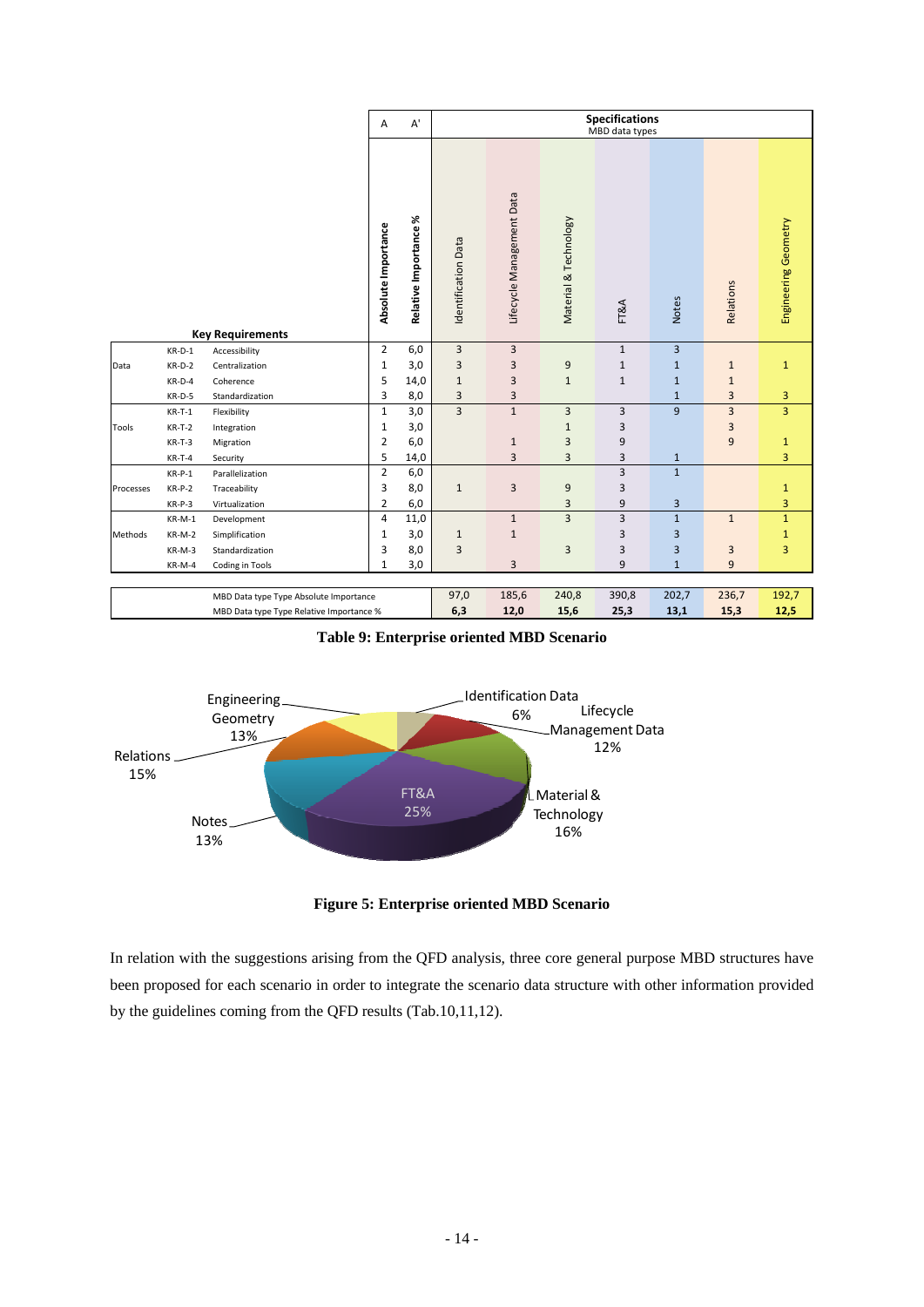| | | Key Requirements | A<br>Absolute Importance | A'<br>Relative Importance % | Specifications (MBD data types)<br>Identification Data | Lifecycle Management Data | Material & Technology | FT&A | Notes | Relations | Engineering Geometry |
|---|---|---|---|---|---|---|---|---|---|---|---|
| Data | KR-D-1 | Accessibility | 2 | 6,0 | 3 | 3 | | 1 | 3 | | |
| | KR-D-2 | Centralization | 1 | 3,0 | 3 | 3 | 9 | 1 | 1 | 1 | 1 |
| | KR-D-4 | Coherence | 5 | 14,0 | 1 | 3 | 1 | 1 | 1 | 1 | |
| | KR-D-5 | Standardization | 3 | 8,0 | 3 | 3 | | | 1 | 3 | 3 |
| Tools | KR-T-1 | Flexibility | 1 | 3,0 | 3 | 1 | 3 | 3 | 9 | 3 | 3 |
| | KR-T-2 | Integration | 1 | 3,0 | | | 1 | 3 | | 3 | |
| | KR-T-3 | Migration | 2 | 6,0 | | 1 | 3 | 9 | | 9 | 1 |
| | KR-T-4 | Security | 5 | 14,0 | | 3 | 3 | 3 | 1 | | 3 |
| Processes | KR-P-1 | Parallelization | 2 | 6,0 | | | | 3 | 1 | | |
| | KR-P-2 | Traceability | 3 | 8,0 | 1 | 3 | 9 | 3 | | | 1 |
| | KR-P-3 | Virtualization | 2 | 6,0 | | | 3 | 9 | 3 | | 3 |
| Methods | KR-M-1 | Development | 4 | 11,0 | | 1 | 3 | 3 | 1 | 1 | 1 |
| | KR-M-2 | Simplification | 1 | 3,0 | 1 | 1 | | 3 | 3 | | 1 |
| | KR-M-3 | Standardization | 3 | 8,0 | 3 | | 3 | 3 | 3 | 3 | 3 |
| | KR-M-4 | Coding in Tools | 1 | 3,0 | | 3 | | 9 | 1 | 9 | |
| | | MBD Data type Type Absolute Importance | | | 97,0 | 185,6 | 240,8 | 390,8 | 202,7 | 236,7 | 192,7 |
| | | MBD Data type Type Relative Importance % | | | **6,3** | **12,0** | **15,6** | **25,3** | **13,1** | **15,3** | **12,5** |

**Table 9: Enterprise oriented MBD Scenario**

**Figure 5: Enterprise oriented MBD Scenario**

In relation with the suggestions arising from the QFD analysis, three core general purpose MBD structures have been proposed for each scenario in order to integrate the scenario data structure with other information provided by the guidelines coming from the QFD results (Tab.10,11,12).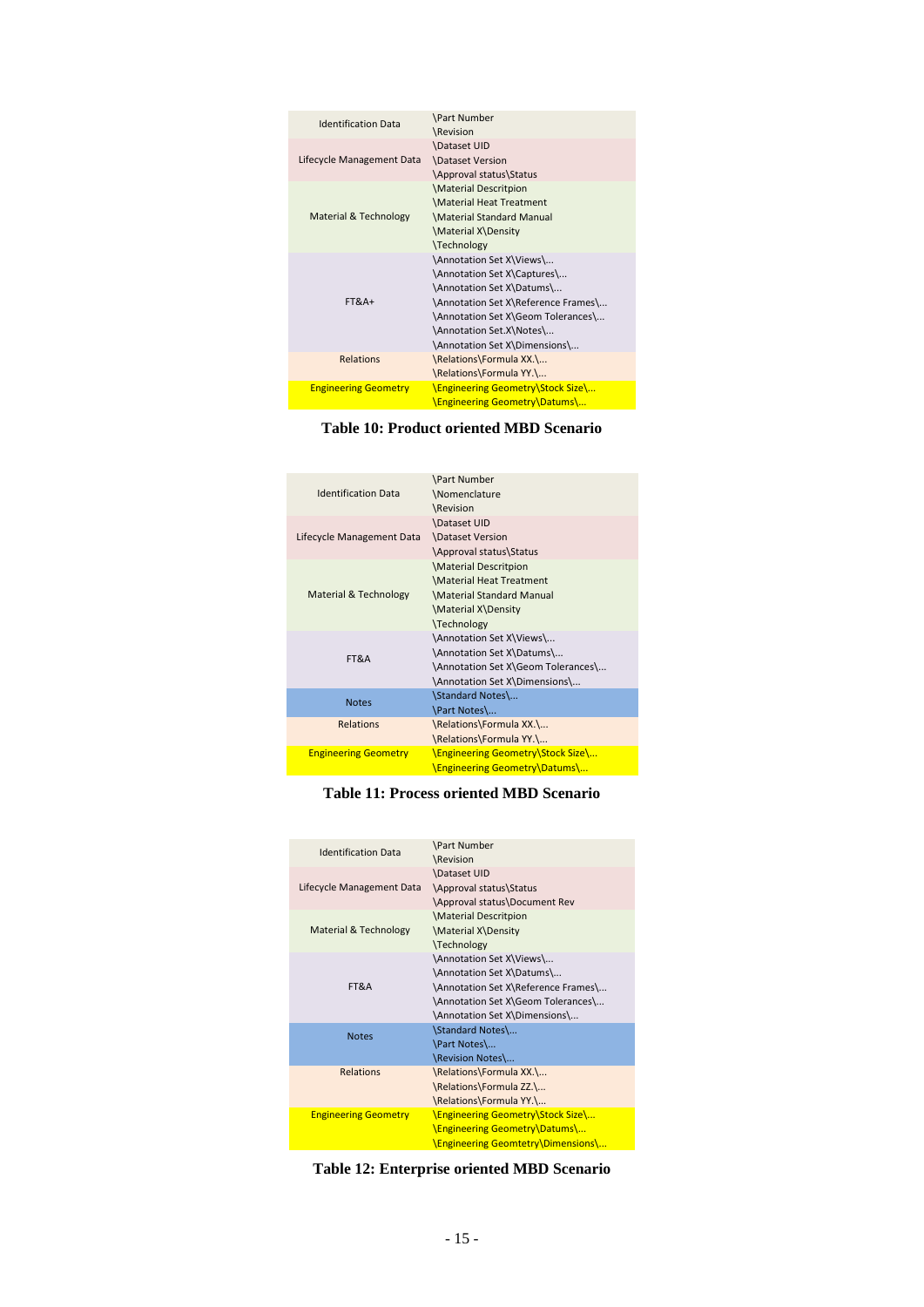| Category | Items |
|---|---|
| Identification Data | \Part Number<br>\Revision |
| Lifecycle Management Data | \Dataset UID<br>\Dataset Version<br>\Approval status\Status |
| Material & Technology | \Material Descritpion<br>\Material Heat Treatment<br>\Material Standard Manual<br>\Material X\Density<br>\Technology |
| FT&A+ | \Annotation Set X\Views\...<br>\Annotation Set X\Captures\...<br>\Annotation Set X\Datums\...<br>\Annotation Set X\Reference Frames\...<br>\Annotation Set X\Geom Tolerances\...<br>\Annotation Set.X\Notes\...<br>\Annotation Set X\Dimensions\... |
| Relations | \Relations\Formula XX.\...<br>\Relations\Formula YY.\... |
| Engineering Geometry | \Engineering Geometry\Stock Size\...<br>\Engineering Geometry\Datums\... |

**Table 10: Product oriented MBD Scenario**

| Category | Items |
|---|---|
| Identification Data | \Part Number<br>\Nomenclature<br>\Revision |
| Lifecycle Management Data | \Dataset UID<br>\Dataset Version<br>\Approval status\Status |
| Material & Technology | \Material Descritpion<br>\Material Heat Treatment<br>\Material Standard Manual<br>\Material X\Density<br>\Technology |
| FT&A | \Annotation Set X\Views\...<br>\Annotation Set X\Datums\...<br>\Annotation Set X\Geom Tolerances\...<br>\Annotation Set X\Dimensions\... |
| Notes | \Standard Notes\...<br>\Part Notes\... |
| Relations | \Relations\Formula XX.\...<br>\Relations\Formula YY.\... |
| Engineering Geometry | \Engineering Geometry\Stock Size\...<br>\Engineering Geometry\Datums\... |

**Table 11: Process oriented MBD Scenario**

| Category | Items |
|---|---|
| Identification Data | \Part Number<br>\Revision |
| Lifecycle Management Data | \Dataset UID<br>\Approval status\Status<br>\Approval status\Document Rev |
| Material & Technology | \Material Descritpion<br>\Material X\Density<br>\Technology |
| FT&A | \Annotation Set X\Views\...<br>\Annotation Set X\Datums\...<br>\Annotation Set X\Reference Frames\...<br>\Annotation Set X\Geom Tolerances\...<br>\Annotation Set X\Dimensions\... |
| Notes | \Standard Notes\...<br>\Part Notes\...<br>\Revision Notes\... |
| Relations | \Relations\Formula XX.\...<br>\Relations\Formula ZZ.\...<br>\Relations\Formula YY.\... |
| Engineering Geometry | \Engineering Geometry\Stock Size\...<br>\Engineering Geometry\Datums\...<br>\Engineering Geomtetry\Dimensions\... |

**Table 12: Enterprise oriented MBD Scenario**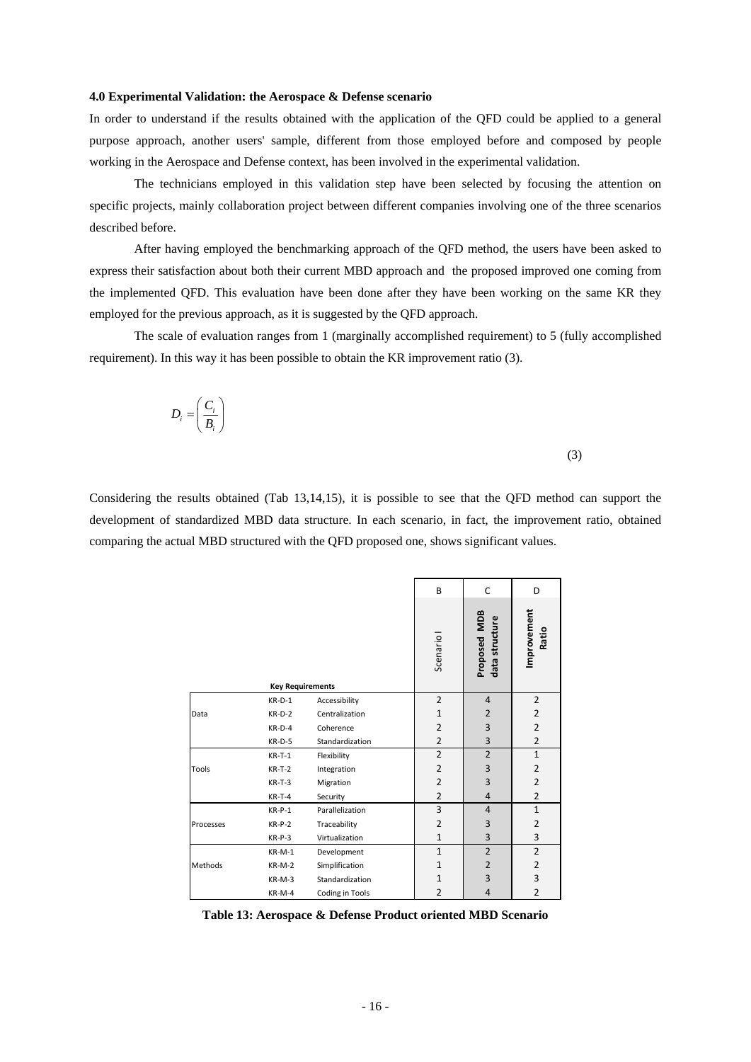### 4.0 Experimental Validation: the Aerospace & Defense scenario

In order to understand if the results obtained with the application of the QFD could be applied to a general purpose approach, another users' sample, different from those employed before and composed by people working in the Aerospace and Defense context, has been involved in the experimental validation.

The technicians employed in this validation step have been selected by focusing the attention on specific projects, mainly collaboration project between different companies involving one of the three scenarios described before.

After having employed the benchmarking approach of the QFD method, the users have been asked to express their satisfaction about both their current MBD approach and the proposed improved one coming from the implemented QFD. This evaluation have been done after they have been working on the same KR they employed for the previous approach, as it is suggested by the QFD approach.

The scale of evaluation ranges from 1 (marginally accomplished requirement) to 5 (fully accomplished requirement). In this way it has been possible to obtain the KR improvement ratio (3).

$$D_i = \left( \frac{C_i}{B_i} \right) \tag{3}$$

Considering the results obtained (Tab 13,14,15), it is possible to see that the QFD method can support the development of standardized MBD data structure. In each scenario, in fact, the improvement ratio, obtained comparing the actual MBD structured with the QFD proposed one, shows significant values.

| | | | B | C | D |
|---|---|---|---|---|---|
| Key Requirements | | | Scenario I | Proposed MDB data structure | Improvement Ratio |
| Data | KR-D-1 | Accessibility | 2 | 4 | 2 |
| | KR-D-2 | Centralization | 1 | 2 | 2 |
| | KR-D-4 | Coherence | 2 | 3 | 2 |
| | KR-D-5 | Standardization | 2 | 3 | 2 |
| Tools | KR-T-1 | Flexibility | 2 | 2 | 1 |
| | KR-T-2 | Integration | 2 | 3 | 2 |
| | KR-T-3 | Migration | 2 | 3 | 2 |
| | KR-T-4 | Security | 2 | 4 | 2 |
| Processes | KR-P-1 | Parallelization | 3 | 4 | 1 |
| | KR-P-2 | Traceability | 2 | 3 | 2 |
| | KR-P-3 | Virtualization | 1 | 3 | 3 |
| Methods | KR-M-1 | Development | 1 | 2 | 2 |
| | KR-M-2 | Simplification | 1 | 2 | 2 |
| | KR-M-3 | Standardization | 1 | 3 | 3 |
| | KR-M-4 | Coding in Tools | 2 | 4 | 2 |

**Table 13: Aerospace & Defense Product oriented MBD Scenario**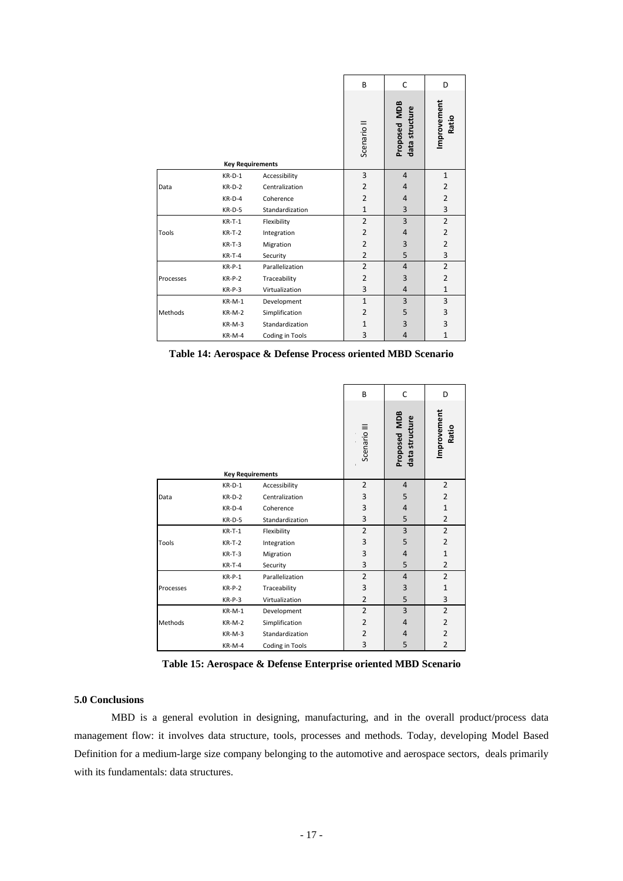| | Key Requirements | | B<br>Scenario II | C<br>Proposed MDB data structure | D<br>Improvement Ratio |
|---|---|---|---|---|---|
| Data | KR-D-1 | Accessibility | 3 | 4 | 1 |
| | KR-D-2 | Centralization | 2 | 4 | 2 |
| | KR-D-4 | Coherence | 2 | 4 | 2 |
| | KR-D-5 | Standardization | 1 | 3 | 3 |
| Tools | KR-T-1 | Flexibility | 2 | 3 | 2 |
| | KR-T-2 | Integration | 2 | 4 | 2 |
| | KR-T-3 | Migration | 2 | 3 | 2 |
| | KR-T-4 | Security | 2 | 5 | 3 |
| Processes | KR-P-1 | Parallelization | 2 | 4 | 2 |
| | KR-P-2 | Traceability | 2 | 3 | 2 |
| | KR-P-3 | Virtualization | 3 | 4 | 1 |
| Methods | KR-M-1 | Development | 1 | 3 | 3 |
| | KR-M-2 | Simplification | 2 | 5 | 3 |
| | KR-M-3 | Standardization | 1 | 3 | 3 |
| | KR-M-4 | Coding in Tools | 3 | 4 | 1 |

**Table 14: Aerospace & Defense Process oriented MBD Scenario**

| | Key Requirements | | B<br>Scenario III | C<br>Proposed MDB data structure | D<br>Improvement Ratio |
|---|---|---|---|---|---|
| Data | KR-D-1 | Accessibility | 2 | 4 | 2 |
| | KR-D-2 | Centralization | 3 | 5 | 2 |
| | KR-D-4 | Coherence | 3 | 4 | 1 |
| | KR-D-5 | Standardization | 3 | 5 | 2 |
| Tools | KR-T-1 | Flexibility | 2 | 3 | 2 |
| | KR-T-2 | Integration | 3 | 5 | 2 |
| | KR-T-3 | Migration | 3 | 4 | 1 |
| | KR-T-4 | Security | 3 | 5 | 2 |
| Processes | KR-P-1 | Parallelization | 2 | 4 | 2 |
| | KR-P-2 | Traceability | 3 | 3 | 1 |
| | KR-P-3 | Virtualization | 2 | 5 | 3 |
| Methods | KR-M-1 | Development | 2 | 3 | 2 |
| | KR-M-2 | Simplification | 2 | 4 | 2 |
| | KR-M-3 | Standardization | 2 | 4 | 2 |
| | KR-M-4 | Coding in Tools | 3 | 5 | 2 |

**Table 15: Aerospace & Defense Enterprise oriented MBD Scenario**

### 5.0 Conclusions

MBD is a general evolution in designing, manufacturing, and in the overall product/process data management flow: it involves data structure, tools, processes and methods. Today, developing Model Based Definition for a medium-large size company belonging to the automotive and aerospace sectors, deals primarily with its fundamentals: data structures.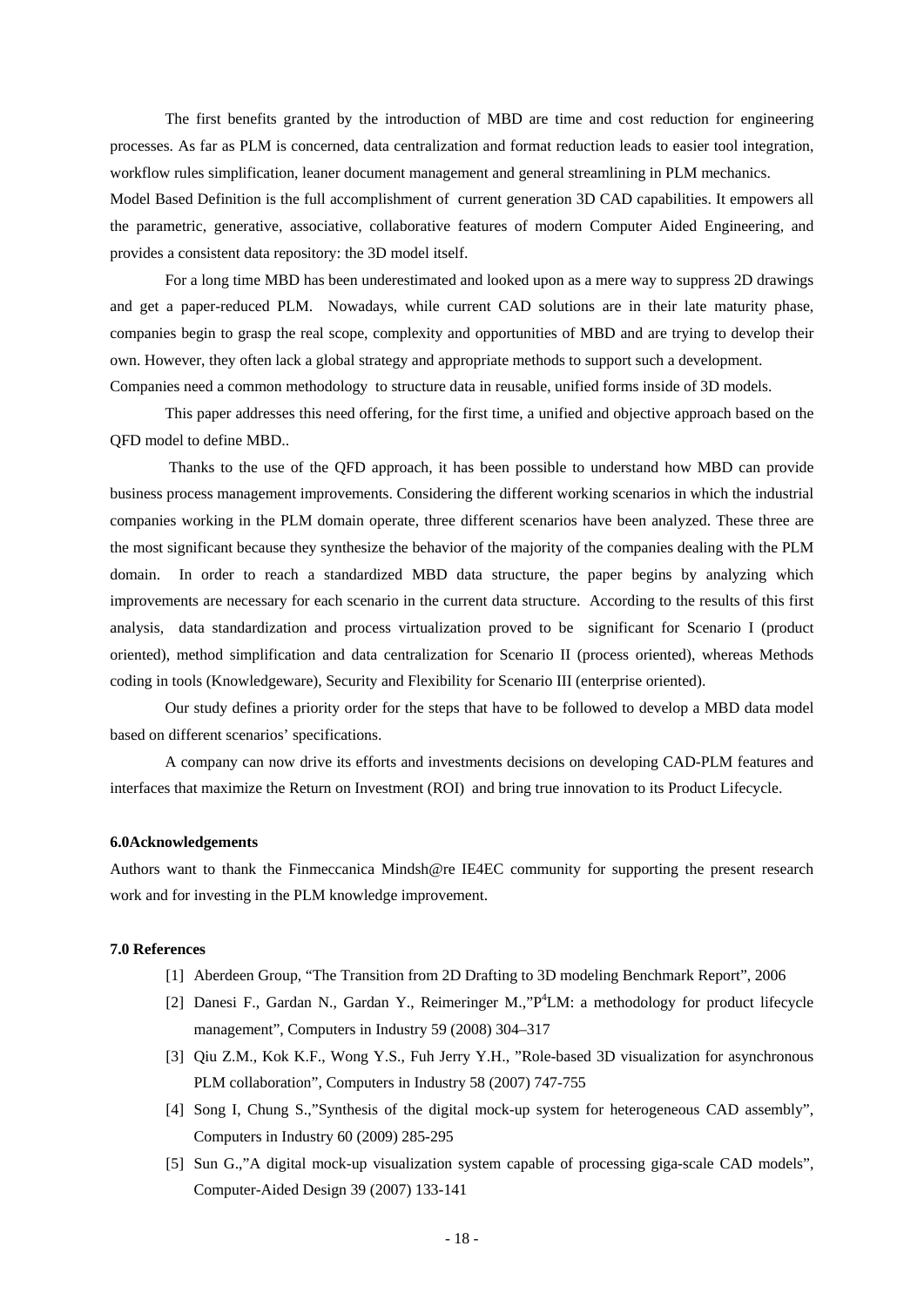The first benefits granted by the introduction of MBD are time and cost reduction for engineering processes. As far as PLM is concerned, data centralization and format reduction leads to easier tool integration, workflow rules simplification, leaner document management and general streamlining in PLM mechanics.

Model Based Definition is the full accomplishment of current generation 3D CAD capabilities. It empowers all the parametric, generative, associative, collaborative features of modern Computer Aided Engineering, and provides a consistent data repository: the 3D model itself.

For a long time MBD has been underestimated and looked upon as a mere way to suppress 2D drawings and get a paper-reduced PLM. Nowadays, while current CAD solutions are in their late maturity phase, companies begin to grasp the real scope, complexity and opportunities of MBD and are trying to develop their own. However, they often lack a global strategy and appropriate methods to support such a development.

Companies need a common methodology to structure data in reusable, unified forms inside of 3D models.

This paper addresses this need offering, for the first time, a unified and objective approach based on the QFD model to define MBD..

Thanks to the use of the QFD approach, it has been possible to understand how MBD can provide business process management improvements. Considering the different working scenarios in which the industrial companies working in the PLM domain operate, three different scenarios have been analyzed. These three are the most significant because they synthesize the behavior of the majority of the companies dealing with the PLM domain. In order to reach a standardized MBD data structure, the paper begins by analyzing which improvements are necessary for each scenario in the current data structure. According to the results of this first analysis, data standardization and process virtualization proved to be significant for Scenario I (product oriented), method simplification and data centralization for Scenario II (process oriented), whereas Methods coding in tools (Knowledgeware), Security and Flexibility for Scenario III (enterprise oriented).

Our study defines a priority order for the steps that have to be followed to develop a MBD data model based on different scenarios' specifications.

A company can now drive its efforts and investments decisions on developing CAD-PLM features and interfaces that maximize the Return on Investment (ROI) and bring true innovation to its Product Lifecycle.

#### 6.0Acknowledgements

Authors want to thank the Finmeccanica Mindsh@re IE4EC community for supporting the present research work and for investing in the PLM knowledge improvement.

#### 7.0 References

[1] Aberdeen Group, "The Transition from 2D Drafting to 3D modeling Benchmark Report", 2006

[2] Danesi F., Gardan N., Gardan Y., Reimeringer M.,"$P^4$LM: a methodology for product lifecycle management", Computers in Industry 59 (2008) 304–317

[3] Qiu Z.M., Kok K.F., Wong Y.S., Fuh Jerry Y.H., "Role-based 3D visualization for asynchronous PLM collaboration", Computers in Industry 58 (2007) 747-755

[4] Song I, Chung S.,"Synthesis of the digital mock-up system for heterogeneous CAD assembly", Computers in Industry 60 (2009) 285-295

[5] Sun G.,"A digital mock-up visualization system capable of processing giga-scale CAD models", Computer-Aided Design 39 (2007) 133-141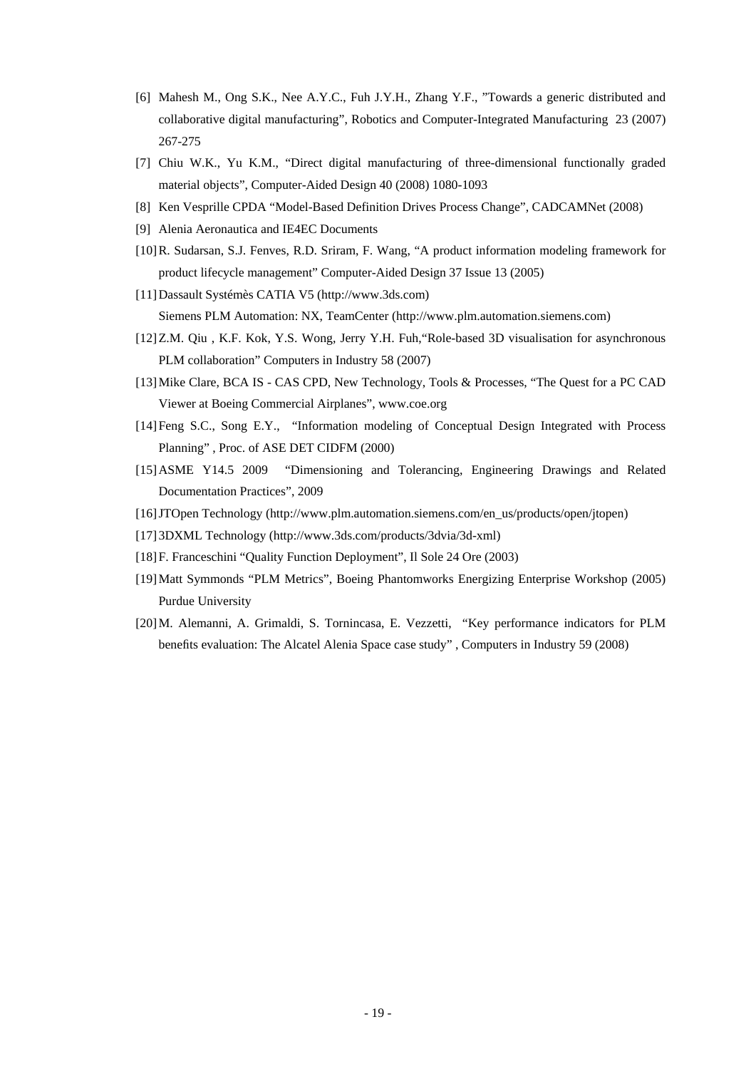[6] Mahesh M., Ong S.K., Nee A.Y.C., Fuh J.Y.H., Zhang Y.F., "Towards a generic distributed and collaborative digital manufacturing", Robotics and Computer-Integrated Manufacturing 23 (2007) 267-275

[7] Chiu W.K., Yu K.M., "Direct digital manufacturing of three-dimensional functionally graded material objects", Computer-Aided Design 40 (2008) 1080-1093

[8] Ken Vesprille CPDA "Model-Based Definition Drives Process Change", CADCAMNet (2008)

[9] Alenia Aeronautica and IE4EC Documents

[10] R. Sudarsan, S.J. Fenves, R.D. Sriram, F. Wang, "A product information modeling framework for product lifecycle management" Computer-Aided Design 37 Issue 13 (2005)

[11] Dassault Systémès CATIA V5 (http://www.3ds.com)
Siemens PLM Automation: NX, TeamCenter (http://www.plm.automation.siemens.com)

[12] Z.M. Qiu , K.F. Kok, Y.S. Wong, Jerry Y.H. Fuh,"Role-based 3D visualisation for asynchronous PLM collaboration" Computers in Industry 58 (2007)

[13] Mike Clare, BCA IS - CAS CPD, New Technology, Tools & Processes, "The Quest for a PC CAD Viewer at Boeing Commercial Airplanes", www.coe.org

[14] Feng S.C., Song E.Y., "Information modeling of Conceptual Design Integrated with Process Planning" , Proc. of ASE DET CIDFM (2000)

[15] ASME Y14.5 2009 "Dimensioning and Tolerancing, Engineering Drawings and Related Documentation Practices", 2009

[16] JTOpen Technology (http://www.plm.automation.siemens.com/en_us/products/open/jtopen)

[17] 3DXML Technology (http://www.3ds.com/products/3dvia/3d-xml)

[18] F. Franceschini "Quality Function Deployment", Il Sole 24 Ore (2003)

[19] Matt Symmonds "PLM Metrics", Boeing Phantomworks Energizing Enterprise Workshop (2005) Purdue University

[20] M. Alemanni, A. Grimaldi, S. Tornincasa, E. Vezzetti, "Key performance indicators for PLM benefits evaluation: The Alcatel Alenia Space case study" , Computers in Industry 59 (2008)